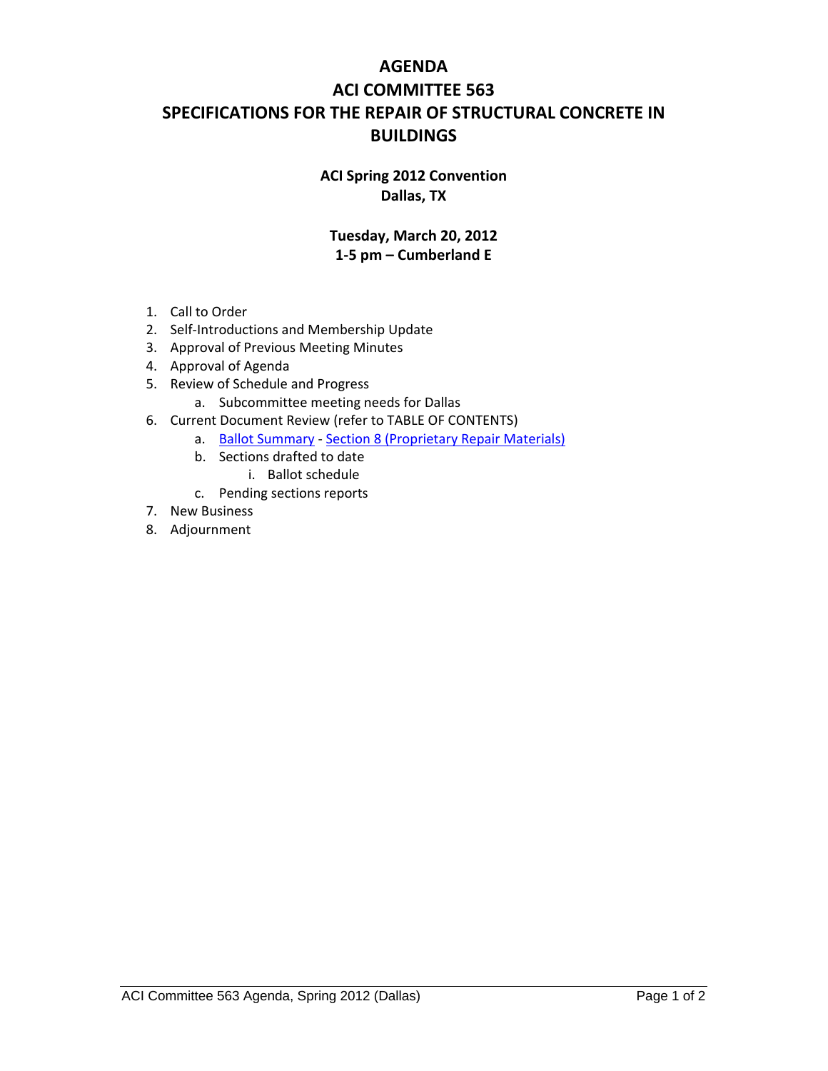# AGENDA
# ACI COMMITTEE 563
# SPECIFICATIONS FOR THE REPAIR OF STRUCTURAL CONCRETE IN BUILDINGS

**ACI Spring 2012 Convention**
**Dallas, TX**

**Tuesday, March 20, 2012**
**1-5 pm – Cumberland E**

1. Call to Order
2. Self-Introductions and Membership Update
3. Approval of Previous Meeting Minutes
4. Approval of Agenda
5. Review of Schedule and Progress
    a. Subcommittee meeting needs for Dallas
6. Current Document Review (refer to TABLE OF CONTENTS)
    a. Ballot Summary - Section 8 (Proprietary Repair Materials)
    b. Sections drafted to date
        i. Ballot schedule
    c. Pending sections reports
7. New Business
8. Adjournment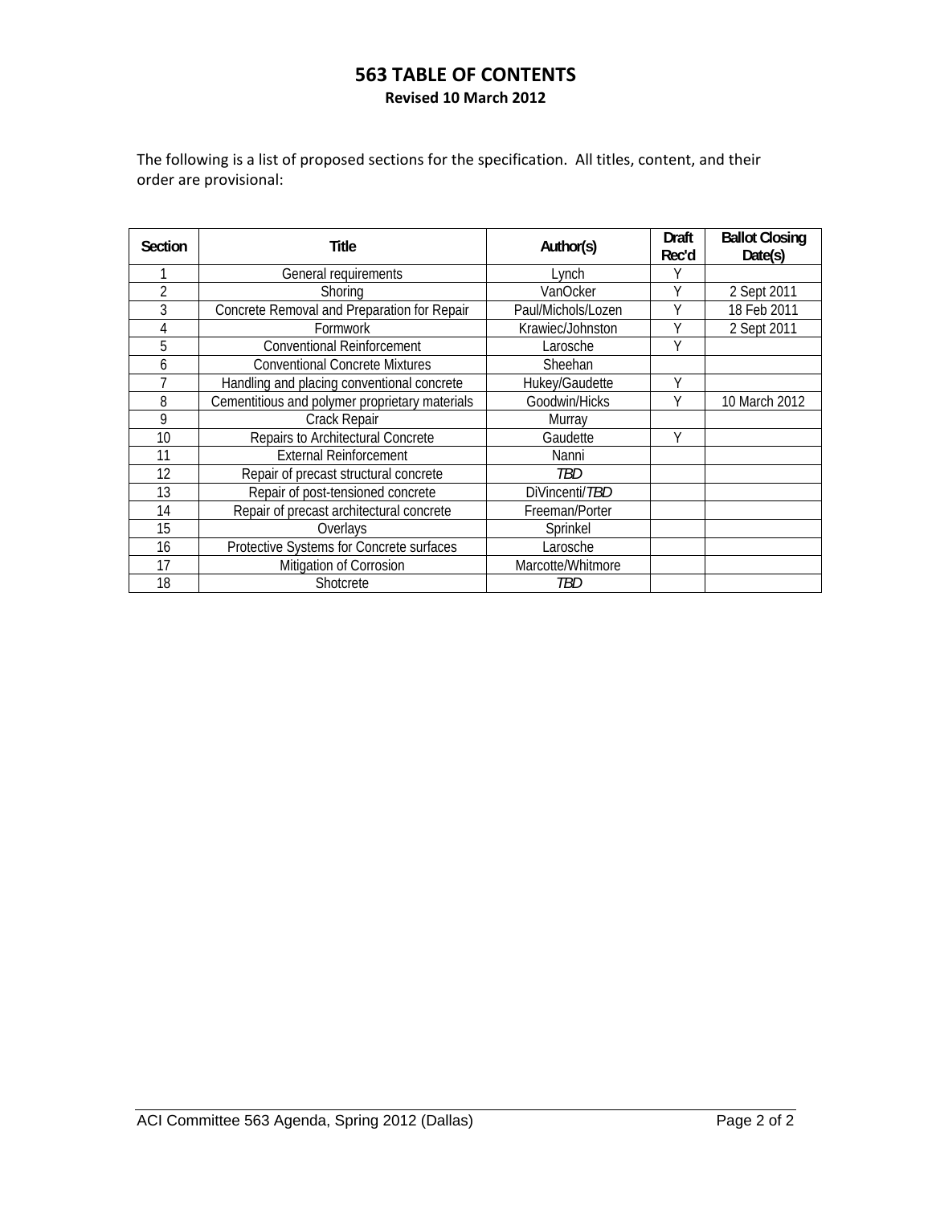# 563 TABLE OF CONTENTS

**Revised 10 March 2012**

The following is a list of proposed sections for the specification. All titles, content, and their order are provisional:

| Section | Title | Author(s) | Draft Rec'd | Ballot Closing Date(s) |
|---|---|---|---|---|
| 1 | General requirements | Lynch | Y | |
| 2 | Shoring | VanOcker | Y | 2 Sept 2011 |
| 3 | Concrete Removal and Preparation for Repair | Paul/Nichols/Lozen | Y | 18 Feb 2011 |
| 4 | Formwork | Krawiec/Johnston | Y | 2 Sept 2011 |
| 5 | Conventional Reinforcement | Larosche | Y | |
| 6 | Conventional Concrete Mixtures | Sheehan | | |
| 7 | Handling and placing conventional concrete | Hukey/Gaudette | Y | |
| 8 | Cementitious and polymer proprietary materials | Goodwin/Hicks | Y | 10 March 2012 |
| 9 | Crack Repair | Murray | | |
| 10 | Repairs to Architectural Concrete | Gaudette | Y | |
| 11 | External Reinforcement | Nanni | | |
| 12 | Repair of precast structural concrete | *TBD* | | |
| 13 | Repair of post-tensioned concrete | DiVincenti/*TBD* | | |
| 14 | Repair of precast architectural concrete | Freeman/Porter | | |
| 15 | Overlays | Sprinkel | | |
| 16 | Protective Systems for Concrete surfaces | Larosche | | |
| 17 | Mitigation of Corrosion | Marcotte/Whitmore | | |
| 18 | Shotcrete | *TBD* | | |